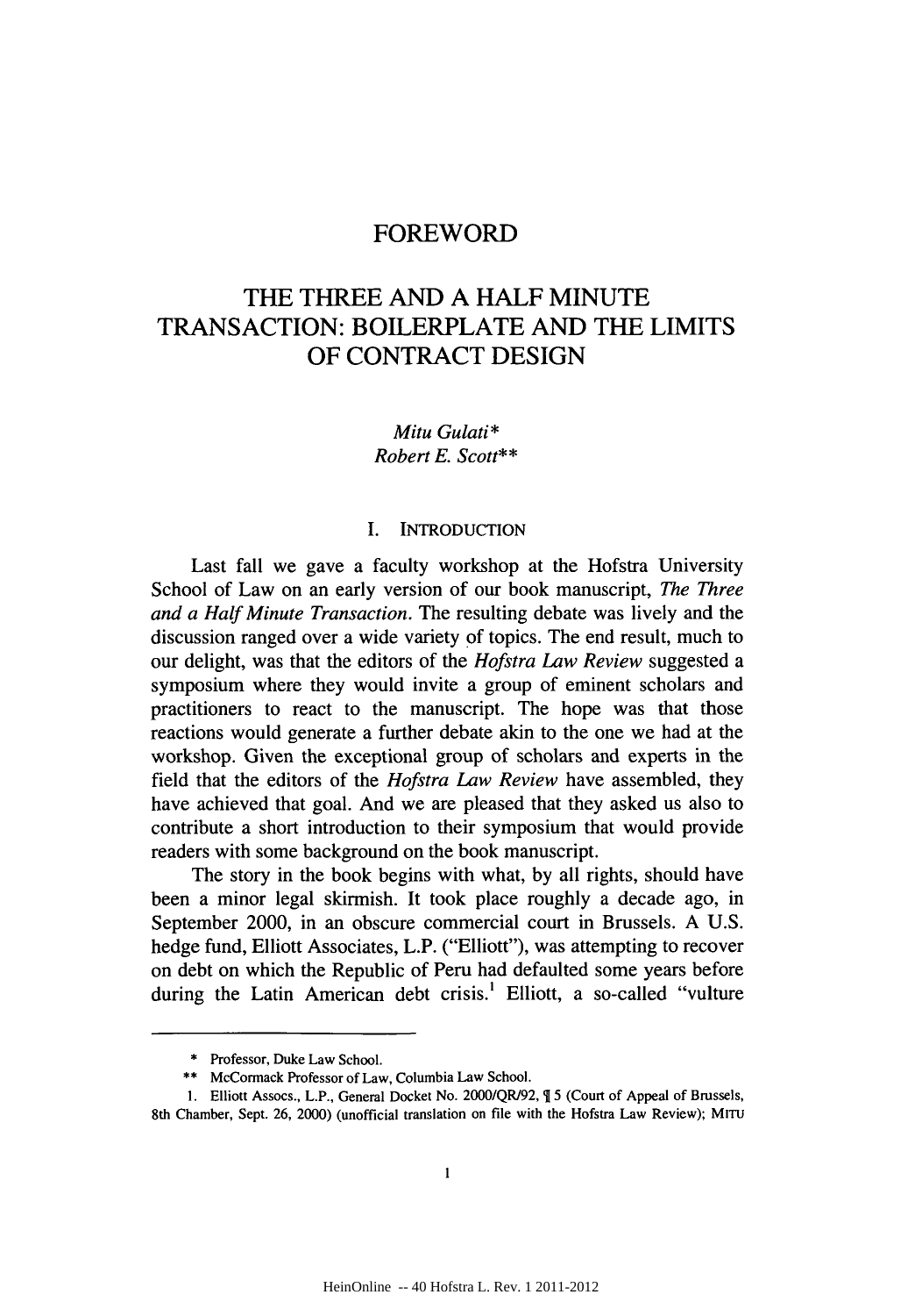# FOREWORD

# THE THREE AND A HALF MINUTE TRANSACTION: BOILERPLATE AND THE LIMITS OF CONTRACT DESIGN

*Mitu Gulati\**
*Robert E. Scott\*\**

## I. INTRODUCTION

Last fall we gave a faculty workshop at the Hofstra University School of Law on an early version of our book manuscript, *The Three and a Half Minute Transaction*. The resulting debate was lively and the discussion ranged over a wide variety of topics. The end result, much to our delight, was that the editors of the *Hofstra Law Review* suggested a symposium where they would invite a group of eminent scholars and practitioners to react to the manuscript. The hope was that those reactions would generate a further debate akin to the one we had at the workshop. Given the exceptional group of scholars and experts in the field that the editors of the *Hofstra Law Review* have assembled, they have achieved that goal. And we are pleased that they asked us also to contribute a short introduction to their symposium that would provide readers with some background on the book manuscript.

The story in the book begins with what, by all rights, should have been a minor legal skirmish. It took place roughly a decade ago, in September 2000, in an obscure commercial court in Brussels. A U.S. hedge fund, Elliott Associates, L.P. ("Elliott"), was attempting to recover on debt on which the Republic of Peru had defaulted some years before during the Latin American debt crisis.[1] Elliott, a so-called "vulture

---

\* Professor, Duke Law School.

\*\* McCormack Professor of Law, Columbia Law School.

1. Elliott Assocs., L.P., General Docket No. 2000/QR/92, ¶ 5 (Court of Appeal of Brussels, 8th Chamber, Sept. 26, 2000) (unofficial translation on file with the Hofstra Law Review); MITU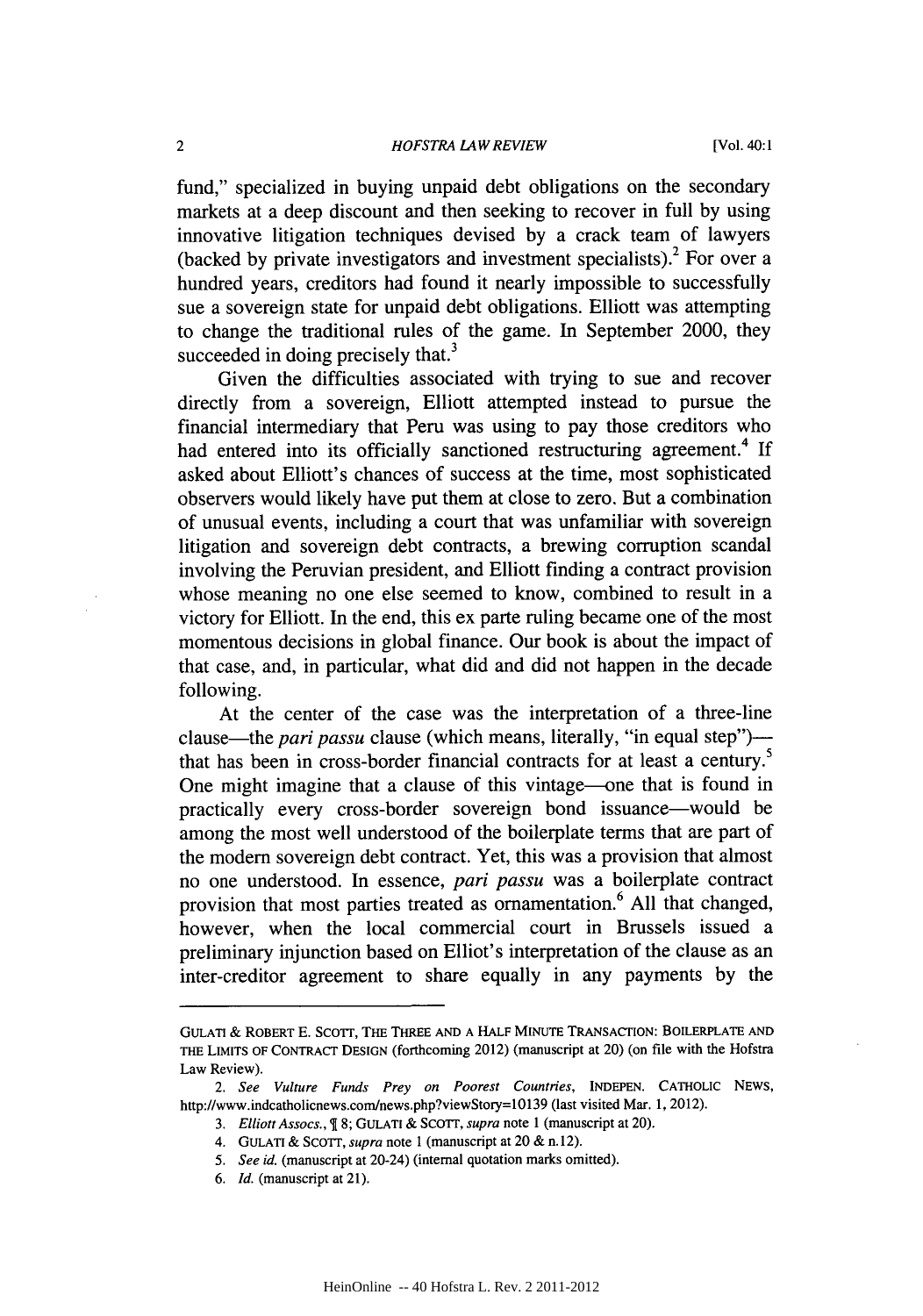fund," specialized in buying unpaid debt obligations on the secondary markets at a deep discount and then seeking to recover in full by using innovative litigation techniques devised by a crack team of lawyers (backed by private investigators and investment specialists).[2] For over a hundred years, creditors had found it nearly impossible to successfully sue a sovereign state for unpaid debt obligations. Elliott was attempting to change the traditional rules of the game. In September 2000, they succeeded in doing precisely that.[3]

Given the difficulties associated with trying to sue and recover directly from a sovereign, Elliott attempted instead to pursue the financial intermediary that Peru was using to pay those creditors who had entered into its officially sanctioned restructuring agreement.[4] If asked about Elliott's chances of success at the time, most sophisticated observers would likely have put them at close to zero. But a combination of unusual events, including a court that was unfamiliar with sovereign litigation and sovereign debt contracts, a brewing corruption scandal involving the Peruvian president, and Elliott finding a contract provision whose meaning no one else seemed to know, combined to result in a victory for Elliott. In the end, this ex parte ruling became one of the most momentous decisions in global finance. Our book is about the impact of that case, and, in particular, what did and did not happen in the decade following.

At the center of the case was the interpretation of a three-line clause—the *pari passu* clause (which means, literally, "in equal step")—that has been in cross-border financial contracts for at least a century.[5] One might imagine that a clause of this vintage—one that is found in practically every cross-border sovereign bond issuance—would be among the most well understood of the boilerplate terms that are part of the modern sovereign debt contract. Yet, this was a provision that almost no one understood. In essence, *pari passu* was a boilerplate contract provision that most parties treated as ornamentation.[6] All that changed, however, when the local commercial court in Brussels issued a preliminary injunction based on Elliot's interpretation of the clause as an inter-creditor agreement to share equally in any payments by the

---

GULATI & ROBERT E. SCOTT, THE THREE AND A HALF MINUTE TRANSACTION: BOILERPLATE AND THE LIMITS OF CONTRACT DESIGN (forthcoming 2012) (manuscript at 20) (on file with the Hofstra Law Review).

2. *See Vulture Funds Prey on Poorest Countries*, INDEPEN. CATHOLIC NEWS, http://www.indcatholicnews.com/news.php?viewStory=10139 (last visited Mar. 1, 2012).

3. *Elliott Assocs.*, ¶ 8; GULATI & SCOTT, *supra* note 1 (manuscript at 20).

4. GULATI & SCOTT, *supra* note 1 (manuscript at 20 & n.12).

5. *See id.* (manuscript at 20-24) (internal quotation marks omitted).

6. *Id.* (manuscript at 21).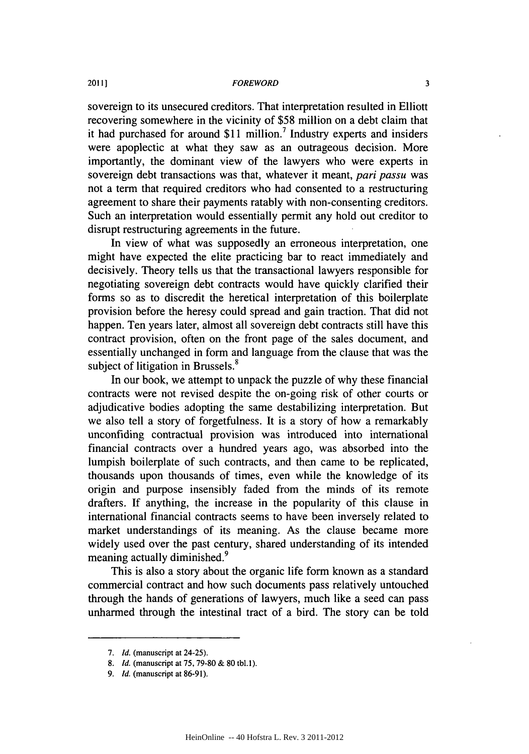sovereign to its unsecured creditors. That interpretation resulted in Elliott recovering somewhere in the vicinity of $58 million on a debt claim that it had purchased for around $11 million.[7] Industry experts and insiders were apoplectic at what they saw as an outrageous decision. More importantly, the dominant view of the lawyers who were experts in sovereign debt transactions was that, whatever it meant, *pari passu* was not a term that required creditors who had consented to a restructuring agreement to share their payments ratably with non-consenting creditors. Such an interpretation would essentially permit any hold out creditor to disrupt restructuring agreements in the future.

In view of what was supposedly an erroneous interpretation, one might have expected the elite practicing bar to react immediately and decisively. Theory tells us that the transactional lawyers responsible for negotiating sovereign debt contracts would have quickly clarified their forms so as to discredit the heretical interpretation of this boilerplate provision before the heresy could spread and gain traction. That did not happen. Ten years later, almost all sovereign debt contracts still have this contract provision, often on the front page of the sales document, and essentially unchanged in form and language from the clause that was the subject of litigation in Brussels.[8]

In our book, we attempt to unpack the puzzle of why these financial contracts were not revised despite the on-going risk of other courts or adjudicative bodies adopting the same destabilizing interpretation. But we also tell a story of forgetfulness. It is a story of how a remarkably unconfiding contractual provision was introduced into international financial contracts over a hundred years ago, was absorbed into the lumpish boilerplate of such contracts, and then came to be replicated, thousands upon thousands of times, even while the knowledge of its origin and purpose insensibly faded from the minds of its remote drafters. If anything, the increase in the popularity of this clause in international financial contracts seems to have been inversely related to market understandings of its meaning. As the clause became more widely used over the past century, shared understanding of its intended meaning actually diminished.[9]

This is also a story about the organic life form known as a standard commercial contract and how such documents pass relatively untouched through the hands of generations of lawyers, much like a seed can pass unharmed through the intestinal tract of a bird. The story can be told

---

7. *Id.* (manuscript at 24-25).

8. *Id.* (manuscript at 75, 79-80 & 80 tbl.1).

9. *Id.* (manuscript at 86-91).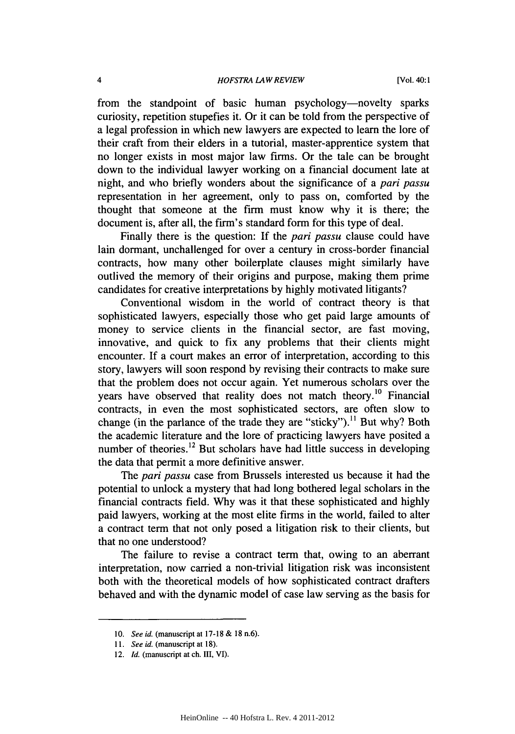from the standpoint of basic human psychology—novelty sparks curiosity, repetition stupefies it. Or it can be told from the perspective of a legal profession in which new lawyers are expected to learn the lore of their craft from their elders in a tutorial, master-apprentice system that no longer exists in most major law firms. Or the tale can be brought down to the individual lawyer working on a financial document late at night, and who briefly wonders about the significance of a *pari passu* representation in her agreement, only to pass on, comforted by the thought that someone at the firm must know why it is there; the document is, after all, the firm's standard form for this type of deal.

Finally there is the question: If the *pari passu* clause could have lain dormant, unchallenged for over a century in cross-border financial contracts, how many other boilerplate clauses might similarly have outlived the memory of their origins and purpose, making them prime candidates for creative interpretations by highly motivated litigants?

Conventional wisdom in the world of contract theory is that sophisticated lawyers, especially those who get paid large amounts of money to service clients in the financial sector, are fast moving, innovative, and quick to fix any problems that their clients might encounter. If a court makes an error of interpretation, according to this story, lawyers will soon respond by revising their contracts to make sure that the problem does not occur again. Yet numerous scholars over the years have observed that reality does not match theory.[10] Financial contracts, in even the most sophisticated sectors, are often slow to change (in the parlance of the trade they are "sticky").[11] But why? Both the academic literature and the lore of practicing lawyers have posited a number of theories.[12] But scholars have had little success in developing the data that permit a more definitive answer.

The *pari passu* case from Brussels interested us because it had the potential to unlock a mystery that had long bothered legal scholars in the financial contracts field. Why was it that these sophisticated and highly paid lawyers, working at the most elite firms in the world, failed to alter a contract term that not only posed a litigation risk to their clients, but that no one understood?

The failure to revise a contract term that, owing to an aberrant interpretation, now carried a non-trivial litigation risk was inconsistent both with the theoretical models of how sophisticated contract drafters behaved and with the dynamic model of case law serving as the basis for

---

10. *See id.* (manuscript at 17-18 & 18 n.6).

11. *See id.* (manuscript at 18).

12. *Id.* (manuscript at ch. III, VI).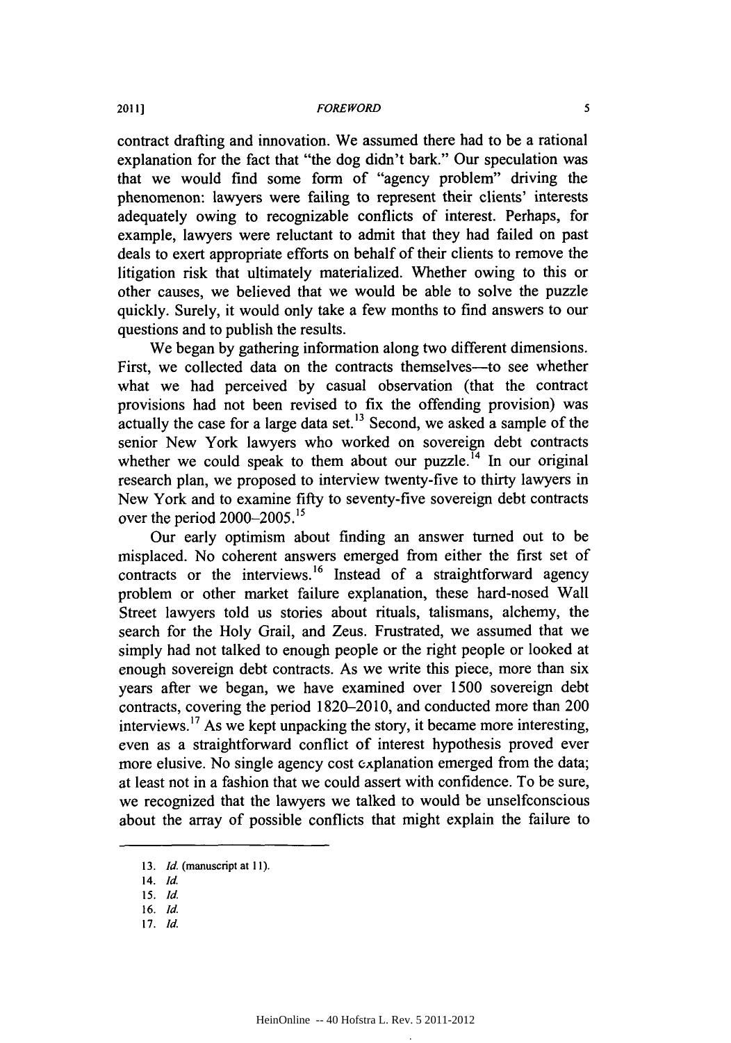contract drafting and innovation. We assumed there had to be a rational explanation for the fact that "the dog didn't bark." Our speculation was that we would find some form of "agency problem" driving the phenomenon: lawyers were failing to represent their clients' interests adequately owing to recognizable conflicts of interest. Perhaps, for example, lawyers were reluctant to admit that they had failed on past deals to exert appropriate efforts on behalf of their clients to remove the litigation risk that ultimately materialized. Whether owing to this or other causes, we believed that we would be able to solve the puzzle quickly. Surely, it would only take a few months to find answers to our questions and to publish the results.

We began by gathering information along two different dimensions. First, we collected data on the contracts themselves—to see whether what we had perceived by casual observation (that the contract provisions had not been revised to fix the offending provision) was actually the case for a large data set.[13] Second, we asked a sample of the senior New York lawyers who worked on sovereign debt contracts whether we could speak to them about our puzzle.[14] In our original research plan, we proposed to interview twenty-five to thirty lawyers in New York and to examine fifty to seventy-five sovereign debt contracts over the period 2000–2005.[15]

Our early optimism about finding an answer turned out to be misplaced. No coherent answers emerged from either the first set of contracts or the interviews.[16] Instead of a straightforward agency problem or other market failure explanation, these hard-nosed Wall Street lawyers told us stories about rituals, talismans, alchemy, the search for the Holy Grail, and Zeus. Frustrated, we assumed that we simply had not talked to enough people or the right people or looked at enough sovereign debt contracts. As we write this piece, more than six years after we began, we have examined over 1500 sovereign debt contracts, covering the period 1820–2010, and conducted more than 200 interviews.[17] As we kept unpacking the story, it became more interesting, even as a straightforward conflict of interest hypothesis proved ever more elusive. No single agency cost explanation emerged from the data; at least not in a fashion that we could assert with confidence. To be sure, we recognized that the lawyers we talked to would be unselfconscious about the array of possible conflicts that might explain the failure to

---

13. *Id.* (manuscript at 11).
14. *Id.*
15. *Id.*
16. *Id.*
17. *Id.*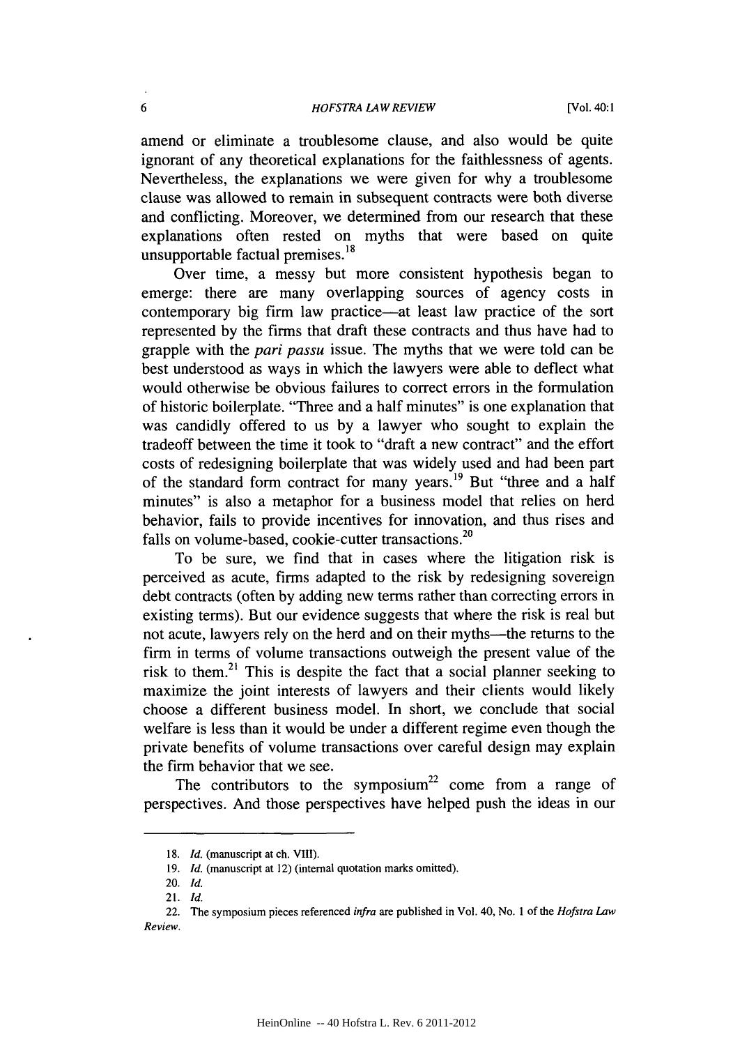amend or eliminate a troublesome clause, and also would be quite ignorant of any theoretical explanations for the faithlessness of agents. Nevertheless, the explanations we were given for why a troublesome clause was allowed to remain in subsequent contracts were both diverse and conflicting. Moreover, we determined from our research that these explanations often rested on myths that were based on quite unsupportable factual premises.[18]

Over time, a messy but more consistent hypothesis began to emerge: there are many overlapping sources of agency costs in contemporary big firm law practice—at least law practice of the sort represented by the firms that draft these contracts and thus have had to grapple with the *pari passu* issue. The myths that we were told can be best understood as ways in which the lawyers were able to deflect what would otherwise be obvious failures to correct errors in the formulation of historic boilerplate. "Three and a half minutes" is one explanation that was candidly offered to us by a lawyer who sought to explain the tradeoff between the time it took to "draft a new contract" and the effort costs of redesigning boilerplate that was widely used and had been part of the standard form contract for many years.[19] But "three and a half minutes" is also a metaphor for a business model that relies on herd behavior, fails to provide incentives for innovation, and thus rises and falls on volume-based, cookie-cutter transactions.[20]

To be sure, we find that in cases where the litigation risk is perceived as acute, firms adapted to the risk by redesigning sovereign debt contracts (often by adding new terms rather than correcting errors in existing terms). But our evidence suggests that where the risk is real but not acute, lawyers rely on the herd and on their myths—the returns to the firm in terms of volume transactions outweigh the present value of the risk to them.[21] This is despite the fact that a social planner seeking to maximize the joint interests of lawyers and their clients would likely choose a different business model. In short, we conclude that social welfare is less than it would be under a different regime even though the private benefits of volume transactions over careful design may explain the firm behavior that we see.

The contributors to the symposium[22] come from a range of perspectives. And those perspectives have helped push the ideas in our

---

18. *Id.* (manuscript at ch. VIII).

19. *Id.* (manuscript at 12) (internal quotation marks omitted).

20. *Id.*

21. *Id.*

22. The symposium pieces referenced *infra* are published in Vol. 40, No. 1 of the *Hofstra Law Review*.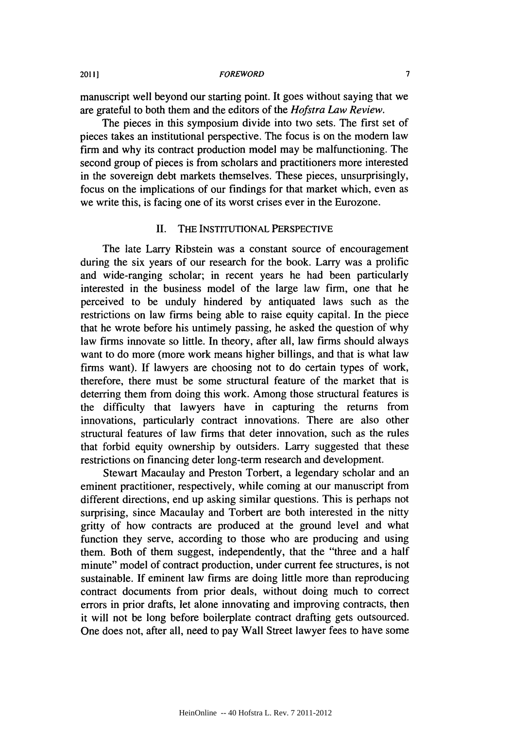manuscript well beyond our starting point. It goes without saying that we are grateful to both them and the editors of the *Hofstra Law Review*.

The pieces in this symposium divide into two sets. The first set of pieces takes an institutional perspective. The focus is on the modern law firm and why its contract production model may be malfunctioning. The second group of pieces is from scholars and practitioners more interested in the sovereign debt markets themselves. These pieces, unsurprisingly, focus on the implications of our findings for that market which, even as we write this, is facing one of its worst crises ever in the Eurozone.

## II. THE INSTITUTIONAL PERSPECTIVE

The late Larry Ribstein was a constant source of encouragement during the six years of our research for the book. Larry was a prolific and wide-ranging scholar; in recent years he had been particularly interested in the business model of the large law firm, one that he perceived to be unduly hindered by antiquated laws such as the restrictions on law firms being able to raise equity capital. In the piece that he wrote before his untimely passing, he asked the question of why law firms innovate so little. In theory, after all, law firms should always want to do more (more work means higher billings, and that is what law firms want). If lawyers are choosing not to do certain types of work, therefore, there must be some structural feature of the market that is deterring them from doing this work. Among those structural features is the difficulty that lawyers have in capturing the returns from innovations, particularly contract innovations. There are also other structural features of law firms that deter innovation, such as the rules that forbid equity ownership by outsiders. Larry suggested that these restrictions on financing deter long-term research and development.

Stewart Macaulay and Preston Torbert, a legendary scholar and an eminent practitioner, respectively, while coming at our manuscript from different directions, end up asking similar questions. This is perhaps not surprising, since Macaulay and Torbert are both interested in the nitty gritty of how contracts are produced at the ground level and what function they serve, according to those who are producing and using them. Both of them suggest, independently, that the "three and a half minute" model of contract production, under current fee structures, is not sustainable. If eminent law firms are doing little more than reproducing contract documents from prior deals, without doing much to correct errors in prior drafts, let alone innovating and improving contracts, then it will not be long before boilerplate contract drafting gets outsourced. One does not, after all, need to pay Wall Street lawyer fees to have some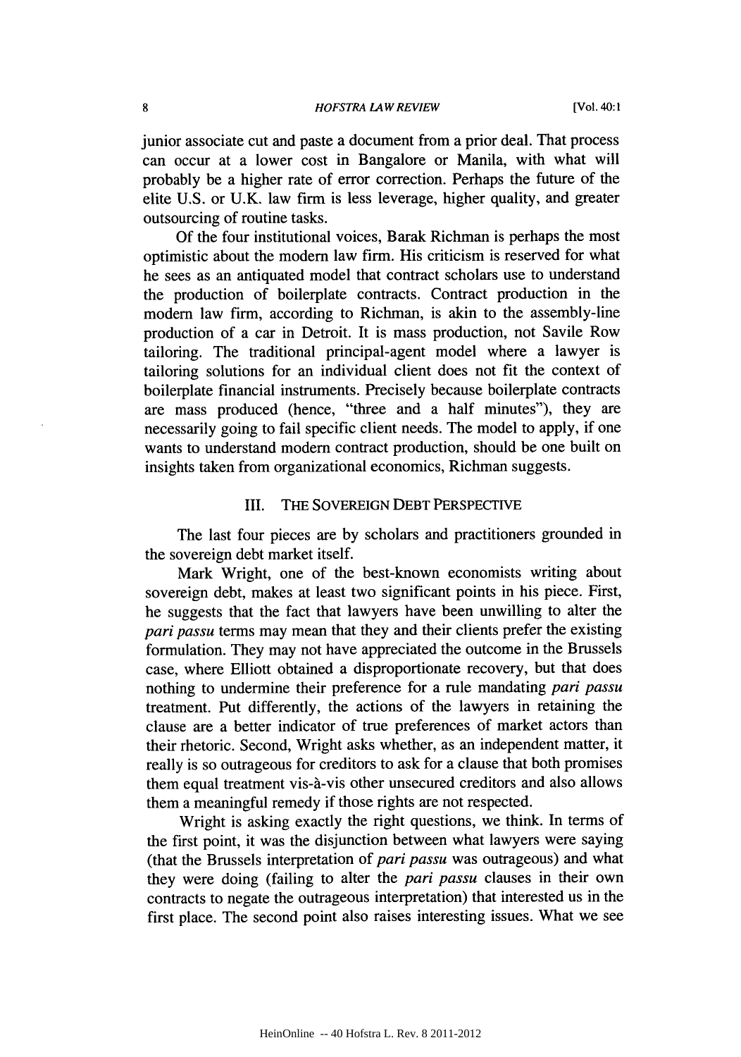junior associate cut and paste a document from a prior deal. That process can occur at a lower cost in Bangalore or Manila, with what will probably be a higher rate of error correction. Perhaps the future of the elite U.S. or U.K. law firm is less leverage, higher quality, and greater outsourcing of routine tasks.

Of the four institutional voices, Barak Richman is perhaps the most optimistic about the modern law firm. His criticism is reserved for what he sees as an antiquated model that contract scholars use to understand the production of boilerplate contracts. Contract production in the modern law firm, according to Richman, is akin to the assembly-line production of a car in Detroit. It is mass production, not Savile Row tailoring. The traditional principal-agent model where a lawyer is tailoring solutions for an individual client does not fit the context of boilerplate financial instruments. Precisely because boilerplate contracts are mass produced (hence, "three and a half minutes"), they are necessarily going to fail specific client needs. The model to apply, if one wants to understand modern contract production, should be one built on insights taken from organizational economics, Richman suggests.

## III. THE SOVEREIGN DEBT PERSPECTIVE

The last four pieces are by scholars and practitioners grounded in the sovereign debt market itself.

Mark Wright, one of the best-known economists writing about sovereign debt, makes at least two significant points in his piece. First, he suggests that the fact that lawyers have been unwilling to alter the *pari passu* terms may mean that they and their clients prefer the existing formulation. They may not have appreciated the outcome in the Brussels case, where Elliott obtained a disproportionate recovery, but that does nothing to undermine their preference for a rule mandating *pari passu* treatment. Put differently, the actions of the lawyers in retaining the clause are a better indicator of true preferences of market actors than their rhetoric. Second, Wright asks whether, as an independent matter, it really is so outrageous for creditors to ask for a clause that both promises them equal treatment vis-à-vis other unsecured creditors and also allows them a meaningful remedy if those rights are not respected.

Wright is asking exactly the right questions, we think. In terms of the first point, it was the disjunction between what lawyers were saying (that the Brussels interpretation of *pari passu* was outrageous) and what they were doing (failing to alter the *pari passu* clauses in their own contracts to negate the outrageous interpretation) that interested us in the first place. The second point also raises interesting issues. What we see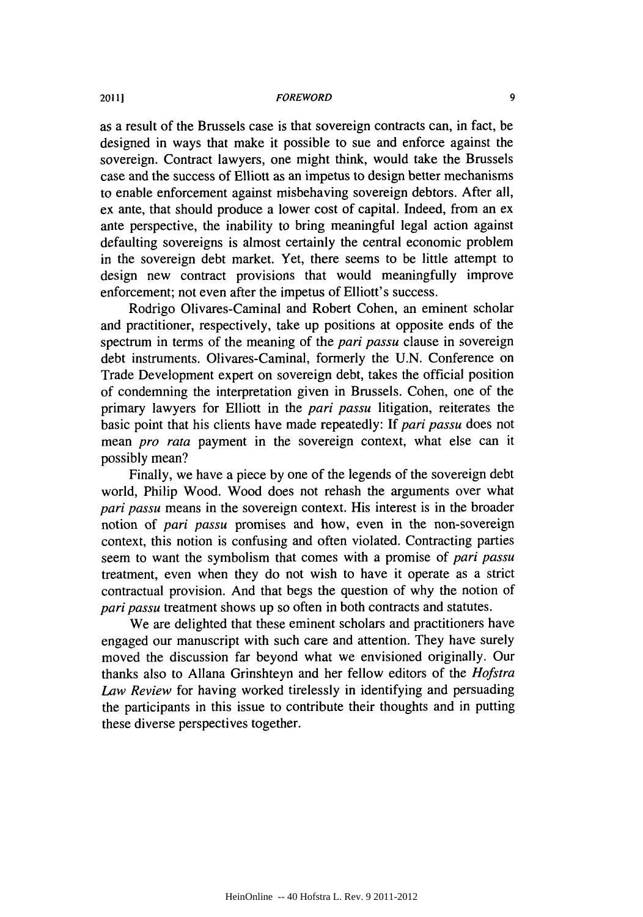as a result of the Brussels case is that sovereign contracts can, in fact, be designed in ways that make it possible to sue and enforce against the sovereign. Contract lawyers, one might think, would take the Brussels case and the success of Elliott as an impetus to design better mechanisms to enable enforcement against misbehaving sovereign debtors. After all, ex ante, that should produce a lower cost of capital. Indeed, from an ex ante perspective, the inability to bring meaningful legal action against defaulting sovereigns is almost certainly the central economic problem in the sovereign debt market. Yet, there seems to be little attempt to design new contract provisions that would meaningfully improve enforcement; not even after the impetus of Elliott's success.

Rodrigo Olivares-Caminal and Robert Cohen, an eminent scholar and practitioner, respectively, take up positions at opposite ends of the spectrum in terms of the meaning of the *pari passu* clause in sovereign debt instruments. Olivares-Caminal, formerly the U.N. Conference on Trade Development expert on sovereign debt, takes the official position of condemning the interpretation given in Brussels. Cohen, one of the primary lawyers for Elliott in the *pari passu* litigation, reiterates the basic point that his clients have made repeatedly: If *pari passu* does not mean *pro rata* payment in the sovereign context, what else can it possibly mean?

Finally, we have a piece by one of the legends of the sovereign debt world, Philip Wood. Wood does not rehash the arguments over what *pari passu* means in the sovereign context. His interest is in the broader notion of *pari passu* promises and how, even in the non-sovereign context, this notion is confusing and often violated. Contracting parties seem to want the symbolism that comes with a promise of *pari passu* treatment, even when they do not wish to have it operate as a strict contractual provision. And that begs the question of why the notion of *pari passu* treatment shows up so often in both contracts and statutes.

We are delighted that these eminent scholars and practitioners have engaged our manuscript with such care and attention. They have surely moved the discussion far beyond what we envisioned originally. Our thanks also to Allana Grinshteyn and her fellow editors of the *Hofstra Law Review* for having worked tirelessly in identifying and persuading the participants in this issue to contribute their thoughts and in putting these diverse perspectives together.